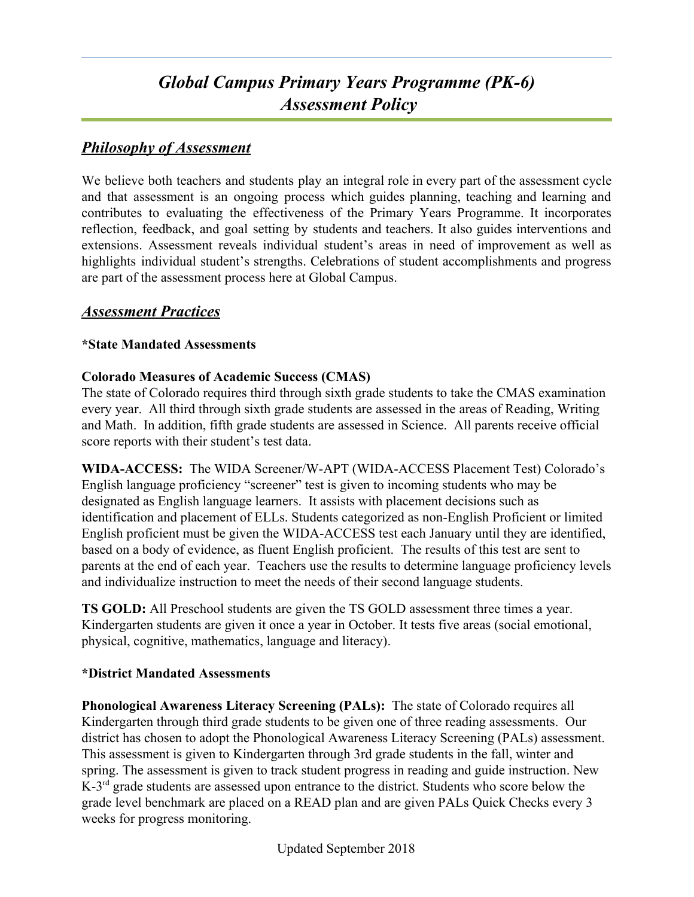# *Global Campus Primary Years Programme (PK-6) Assessment Policy*

## ***Philosophy of Assessment***

We believe both teachers and students play an integral role in every part of the assessment cycle and that assessment is an ongoing process which guides planning, teaching and learning and contributes to evaluating the effectiveness of the Primary Years Programme. It incorporates reflection, feedback, and goal setting by students and teachers. It also guides interventions and extensions. Assessment reveals individual student's areas in need of improvement as well as highlights individual student's strengths. Celebrations of student accomplishments and progress are part of the assessment process here at Global Campus.

## ***Assessment Practices***

**\*State Mandated Assessments**

**Colorado Measures of Academic Success (CMAS)**
The state of Colorado requires third through sixth grade students to take the CMAS examination every year. All third through sixth grade students are assessed in the areas of Reading, Writing and Math. In addition, fifth grade students are assessed in Science. All parents receive official score reports with their student's test data.

**WIDA-ACCESS:** The WIDA Screener/W-APT (WIDA-ACCESS Placement Test) Colorado's English language proficiency "screener" test is given to incoming students who may be designated as English language learners. It assists with placement decisions such as identification and placement of ELLs. Students categorized as non-English Proficient or limited English proficient must be given the WIDA-ACCESS test each January until they are identified, based on a body of evidence, as fluent English proficient. The results of this test are sent to parents at the end of each year. Teachers use the results to determine language proficiency levels and individualize instruction to meet the needs of their second language students.

**TS GOLD:** All Preschool students are given the TS GOLD assessment three times a year. Kindergarten students are given it once a year in October. It tests five areas (social emotional, physical, cognitive, mathematics, language and literacy).

**\*District Mandated Assessments**

**Phonological Awareness Literacy Screening (PALs):** The state of Colorado requires all Kindergarten through third grade students to be given one of three reading assessments. Our district has chosen to adopt the Phonological Awareness Literacy Screening (PALs) assessment. This assessment is given to Kindergarten through 3rd grade students in the fall, winter and spring. The assessment is given to track student progress in reading and guide instruction. New K-3rd grade students are assessed upon entrance to the district. Students who score below the grade level benchmark are placed on a READ plan and are given PALs Quick Checks every 3 weeks for progress monitoring.

Updated September 2018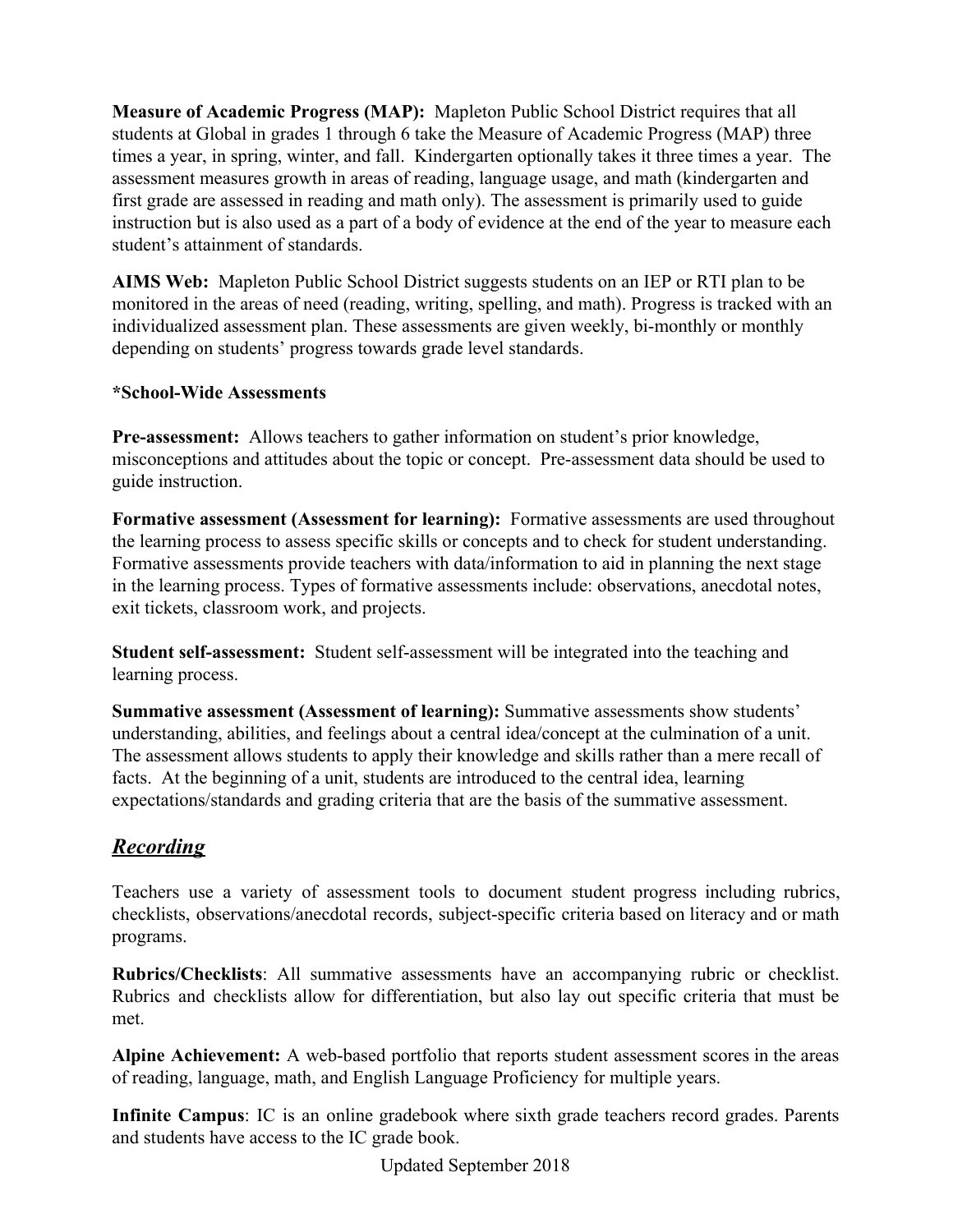**Measure of Academic Progress (MAP):** Mapleton Public School District requires that all students at Global in grades 1 through 6 take the Measure of Academic Progress (MAP) three times a year, in spring, winter, and fall. Kindergarten optionally takes it three times a year. The assessment measures growth in areas of reading, language usage, and math (kindergarten and first grade are assessed in reading and math only). The assessment is primarily used to guide instruction but is also used as a part of a body of evidence at the end of the year to measure each student's attainment of standards.

**AIMS Web:** Mapleton Public School District suggests students on an IEP or RTI plan to be monitored in the areas of need (reading, writing, spelling, and math). Progress is tracked with an individualized assessment plan. These assessments are given weekly, bi-monthly or monthly depending on students' progress towards grade level standards.

**\*School-Wide Assessments**

**Pre-assessment:** Allows teachers to gather information on student's prior knowledge, misconceptions and attitudes about the topic or concept. Pre-assessment data should be used to guide instruction.

**Formative assessment (Assessment for learning):** Formative assessments are used throughout the learning process to assess specific skills or concepts and to check for student understanding. Formative assessments provide teachers with data/information to aid in planning the next stage in the learning process. Types of formative assessments include: observations, anecdotal notes, exit tickets, classroom work, and projects.

**Student self-assessment:** Student self-assessment will be integrated into the teaching and learning process.

**Summative assessment (Assessment of learning):** Summative assessments show students' understanding, abilities, and feelings about a central idea/concept at the culmination of a unit. The assessment allows students to apply their knowledge and skills rather than a mere recall of facts. At the beginning of a unit, students are introduced to the central idea, learning expectations/standards and grading criteria that are the basis of the summative assessment.

## ***Recording***

Teachers use a variety of assessment tools to document student progress including rubrics, checklists, observations/anecdotal records, subject-specific criteria based on literacy and or math programs.

**Rubrics/Checklists**: All summative assessments have an accompanying rubric or checklist. Rubrics and checklists allow for differentiation, but also lay out specific criteria that must be met.

**Alpine Achievement:** A web-based portfolio that reports student assessment scores in the areas of reading, language, math, and English Language Proficiency for multiple years.

**Infinite Campus**: IC is an online gradebook where sixth grade teachers record grades. Parents and students have access to the IC grade book.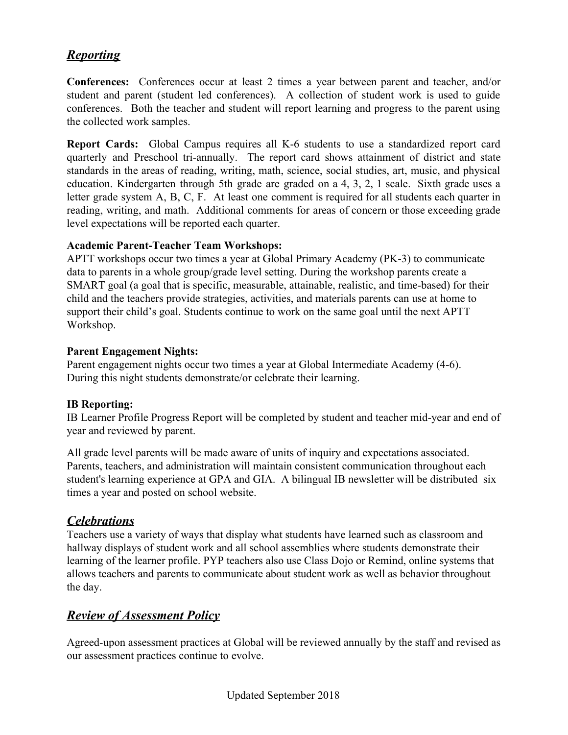## ***Reporting***

**Conferences:** Conferences occur at least 2 times a year between parent and teacher, and/or student and parent (student led conferences). A collection of student work is used to guide conferences. Both the teacher and student will report learning and progress to the parent using the collected work samples.

**Report Cards:** Global Campus requires all K-6 students to use a standardized report card quarterly and Preschool tri-annually. The report card shows attainment of district and state standards in the areas of reading, writing, math, science, social studies, art, music, and physical education. Kindergarten through 5th grade are graded on a 4, 3, 2, 1 scale. Sixth grade uses a letter grade system A, B, C, F. At least one comment is required for all students each quarter in reading, writing, and math. Additional comments for areas of concern or those exceeding grade level expectations will be reported each quarter.

**Academic Parent-Teacher Team Workshops:**
APTT workshops occur two times a year at Global Primary Academy (PK-3) to communicate data to parents in a whole group/grade level setting. During the workshop parents create a SMART goal (a goal that is specific, measurable, attainable, realistic, and time-based) for their child and the teachers provide strategies, activities, and materials parents can use at home to support their child's goal. Students continue to work on the same goal until the next APTT Workshop.

**Parent Engagement Nights:**
Parent engagement nights occur two times a year at Global Intermediate Academy (4-6). During this night students demonstrate/or celebrate their learning.

**IB Reporting:**
IB Learner Profile Progress Report will be completed by student and teacher mid-year and end of year and reviewed by parent.

All grade level parents will be made aware of units of inquiry and expectations associated. Parents, teachers, and administration will maintain consistent communication throughout each student's learning experience at GPA and GIA. A bilingual IB newsletter will be distributed six times a year and posted on school website.

## ***Celebrations***

Teachers use a variety of ways that display what students have learned such as classroom and hallway displays of student work and all school assemblies where students demonstrate their learning of the learner profile. PYP teachers also use Class Dojo or Remind, online systems that allows teachers and parents to communicate about student work as well as behavior throughout the day.

## ***Review of Assessment Policy***

Agreed-upon assessment practices at Global will be reviewed annually by the staff and revised as our assessment practices continue to evolve.

Updated September 2018